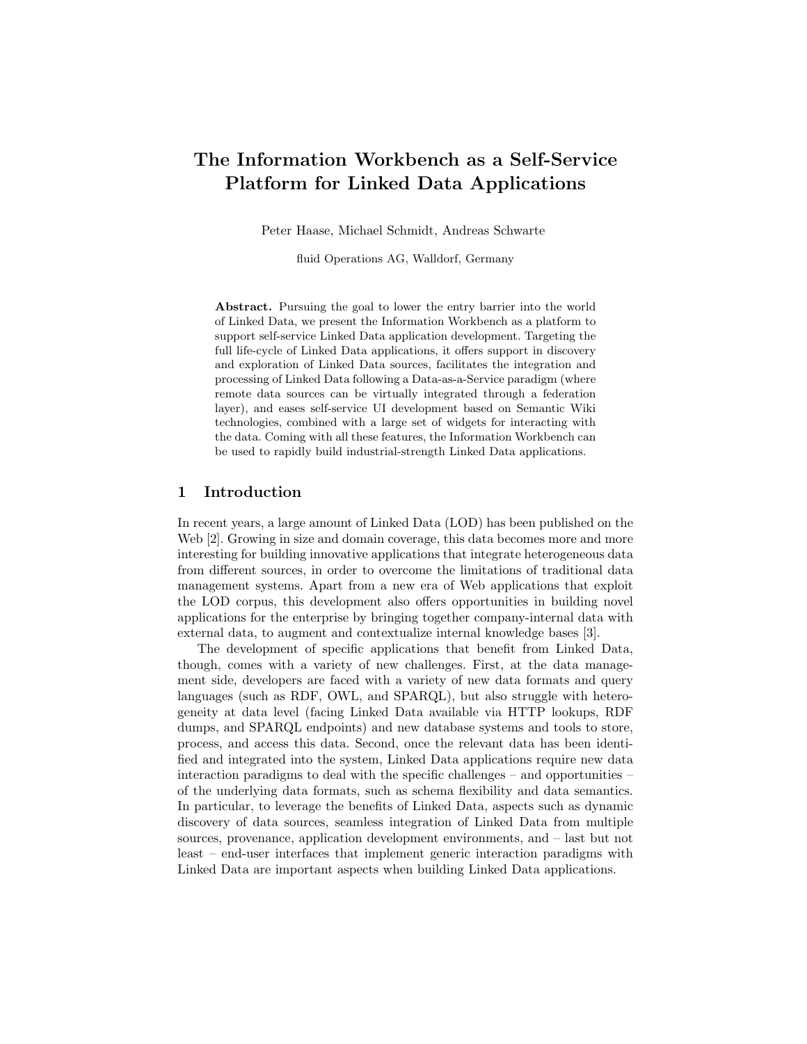# The Information Workbench as a Self-Service Platform for Linked Data Applications

Peter Haase, Michael Schmidt, Andreas Schwarte

fluid Operations AG, Walldorf, Germany

**Abstract.** Pursuing the goal to lower the entry barrier into the world of Linked Data, we present the Information Workbench as a platform to support self-service Linked Data application development. Targeting the full life-cycle of Linked Data applications, it offers support in discovery and exploration of Linked Data sources, facilitates the integration and processing of Linked Data following a Data-as-a-Service paradigm (where remote data sources can be virtually integrated through a federation layer), and eases self-service UI development based on Semantic Wiki technologies, combined with a large set of widgets for interacting with the data. Coming with all these features, the Information Workbench can be used to rapidly build industrial-strength Linked Data applications.

## 1 Introduction

In recent years, a large amount of Linked Data (LOD) has been published on the Web [2]. Growing in size and domain coverage, this data becomes more and more interesting for building innovative applications that integrate heterogeneous data from different sources, in order to overcome the limitations of traditional data management systems. Apart from a new era of Web applications that exploit the LOD corpus, this development also offers opportunities in building novel applications for the enterprise by bringing together company-internal data with external data, to augment and contextualize internal knowledge bases [3].

The development of specific applications that benefit from Linked Data, though, comes with a variety of new challenges. First, at the data management side, developers are faced with a variety of new data formats and query languages (such as RDF, OWL, and SPARQL), but also struggle with heterogeneity at data level (facing Linked Data available via HTTP lookups, RDF dumps, and SPARQL endpoints) and new database systems and tools to store, process, and access this data. Second, once the relevant data has been identified and integrated into the system, Linked Data applications require new data interaction paradigms to deal with the specific challenges – and opportunities – of the underlying data formats, such as schema flexibility and data semantics. In particular, to leverage the benefits of Linked Data, aspects such as dynamic discovery of data sources, seamless integration of Linked Data from multiple sources, provenance, application development environments, and – last but not least – end-user interfaces that implement generic interaction paradigms with Linked Data are important aspects when building Linked Data applications.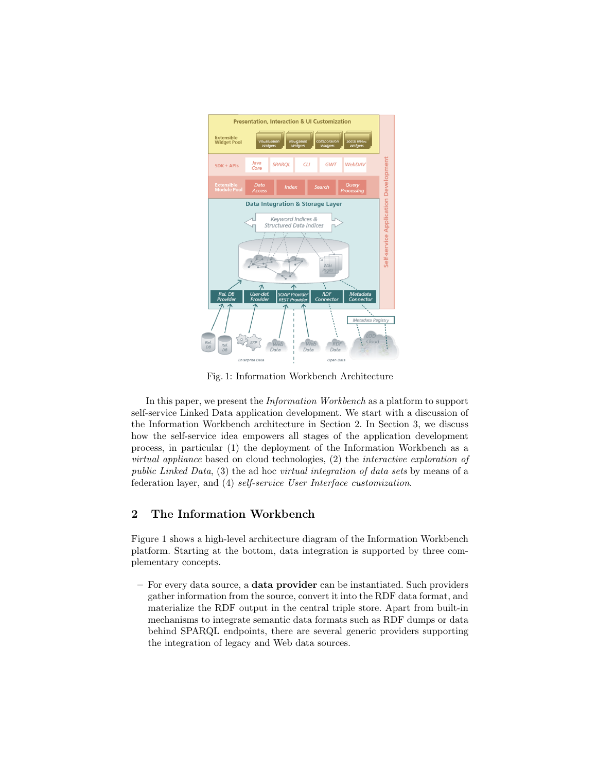Fig. 1: Information Workbench Architecture

In this paper, we present the *Information Workbench* as a platform to support self-service Linked Data application development. We start with a discussion of the Information Workbench architecture in Section 2. In Section 3, we discuss how the self-service idea empowers all stages of the application development process, in particular (1) the deployment of the Information Workbench as a *virtual appliance* based on cloud technologies, (2) the *interactive exploration of public Linked Data*, (3) the ad hoc *virtual integration of data sets* by means of a federation layer, and (4) *self-service User Interface customization*.

## 2 The Information Workbench

Figure 1 shows a high-level architecture diagram of the Information Workbench platform. Starting at the bottom, data integration is supported by three complementary concepts.

- For every data source, a **data provider** can be instantiated. Such providers gather information from the source, convert it into the RDF data format, and materialize the RDF output in the central triple store. Apart from built-in mechanisms to integrate semantic data formats such as RDF dumps or data behind SPARQL endpoints, there are several generic providers supporting the integration of legacy and Web data sources.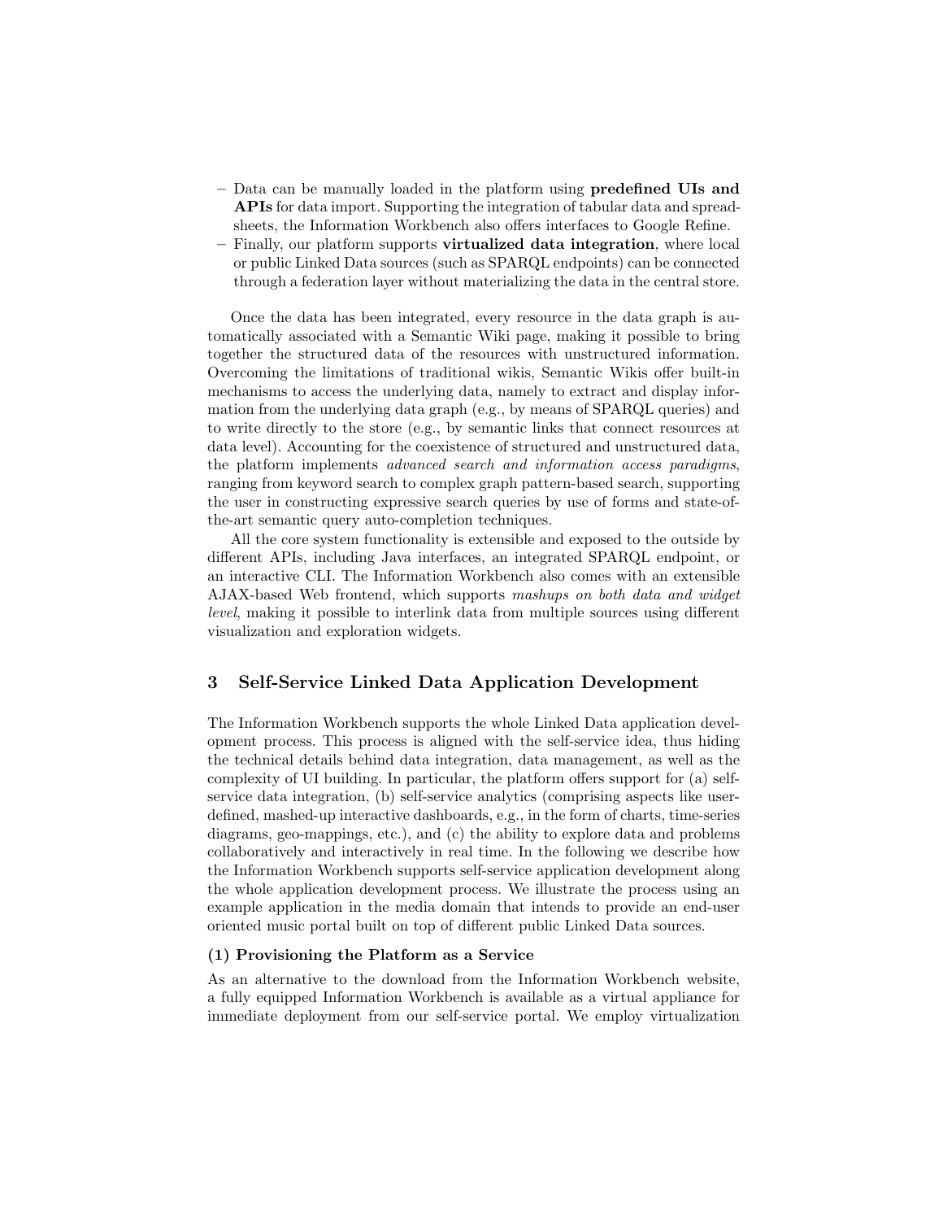- Data can be manually loaded in the platform using **predefined UIs and APIs** for data import. Supporting the integration of tabular data and spreadsheets, the Information Workbench also offers interfaces to Google Refine.
- Finally, our platform supports **virtualized data integration**, where local or public Linked Data sources (such as SPARQL endpoints) can be connected through a federation layer without materializing the data in the central store.

Once the data has been integrated, every resource in the data graph is automatically associated with a Semantic Wiki page, making it possible to bring together the structured data of the resources with unstructured information. Overcoming the limitations of traditional wikis, Semantic Wikis offer built-in mechanisms to access the underlying data, namely to extract and display information from the underlying data graph (e.g., by means of SPARQL queries) and to write directly to the store (e.g., by semantic links that connect resources at data level). Accounting for the coexistence of structured and unstructured data, the platform implements *advanced search and information access paradigms*, ranging from keyword search to complex graph pattern-based search, supporting the user in constructing expressive search queries by use of forms and state-of-the-art semantic query auto-completion techniques.

All the core system functionality is extensible and exposed to the outside by different APIs, including Java interfaces, an integrated SPARQL endpoint, or an interactive CLI. The Information Workbench also comes with an extensible AJAX-based Web frontend, which supports *mashups on both data and widget level*, making it possible to interlink data from multiple sources using different visualization and exploration widgets.

## 3 Self-Service Linked Data Application Development

The Information Workbench supports the whole Linked Data application development process. This process is aligned with the self-service idea, thus hiding the technical details behind data integration, data management, as well as the complexity of UI building. In particular, the platform offers support for (a) self-service data integration, (b) self-service analytics (comprising aspects like user-defined, mashed-up interactive dashboards, e.g., in the form of charts, time-series diagrams, geo-mappings, etc.), and (c) the ability to explore data and problems collaboratively and interactively in real time. In the following we describe how the Information Workbench supports self-service application development along the whole application development process. We illustrate the process using an example application in the media domain that intends to provide an end-user oriented music portal built on top of different public Linked Data sources.

#### (1) Provisioning the Platform as a Service

As an alternative to the download from the Information Workbench website, a fully equipped Information Workbench is available as a virtual appliance for immediate deployment from our self-service portal. We employ virtualization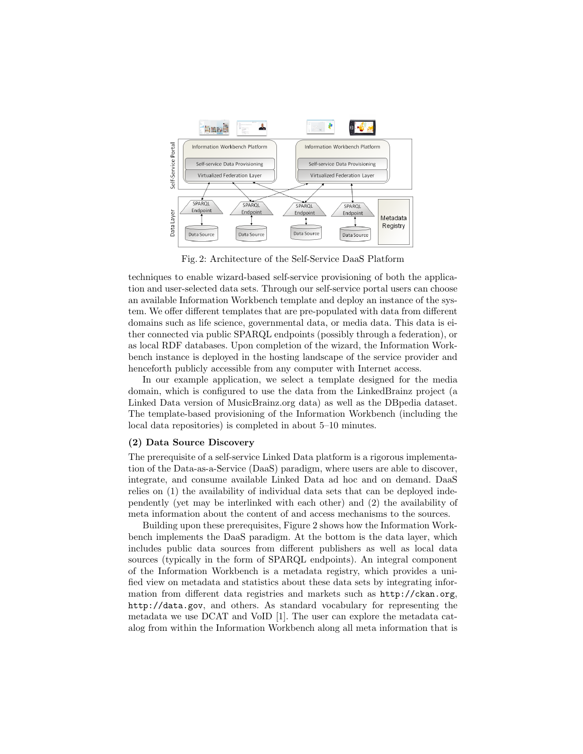Fig. 2: Architecture of the Self-Service DaaS Platform

techniques to enable wizard-based self-service provisioning of both the application and user-selected data sets. Through our self-service portal users can choose an available Information Workbench template and deploy an instance of the system. We offer different templates that are pre-populated with data from different domains such as life science, governmental data, or media data. This data is either connected via public SPARQL endpoints (possibly through a federation), or as local RDF databases. Upon completion of the wizard, the Information Workbench instance is deployed in the hosting landscape of the service provider and henceforth publicly accessible from any computer with Internet access.

In our example application, we select a template designed for the media domain, which is configured to use the data from the LinkedBrainz project (a Linked Data version of MusicBrainz.org data) as well as the DBpedia dataset. The template-based provisioning of the Information Workbench (including the local data repositories) is completed in about 5–10 minutes.

**(2) Data Source Discovery**

The prerequisite of a self-service Linked Data platform is a rigorous implementation of the Data-as-a-Service (DaaS) paradigm, where users are able to discover, integrate, and consume available Linked Data ad hoc and on demand. DaaS relies on (1) the availability of individual data sets that can be deployed independently (yet may be interlinked with each other) and (2) the availability of meta information about the content of and access mechanisms to the sources.

Building upon these prerequisites, Figure 2 shows how the Information Workbench implements the DaaS paradigm. At the bottom is the data layer, which includes public data sources from different publishers as well as local data sources (typically in the form of SPARQL endpoints). An integral component of the Information Workbench is a metadata registry, which provides a unified view on metadata and statistics about these data sets by integrating information from different data registries and markets such as `http://ckan.org`, `http://data.gov`, and others. As standard vocabulary for representing the metadata we use DCAT and VoID [1]. The user can explore the metadata catalog from within the Information Workbench along all meta information that is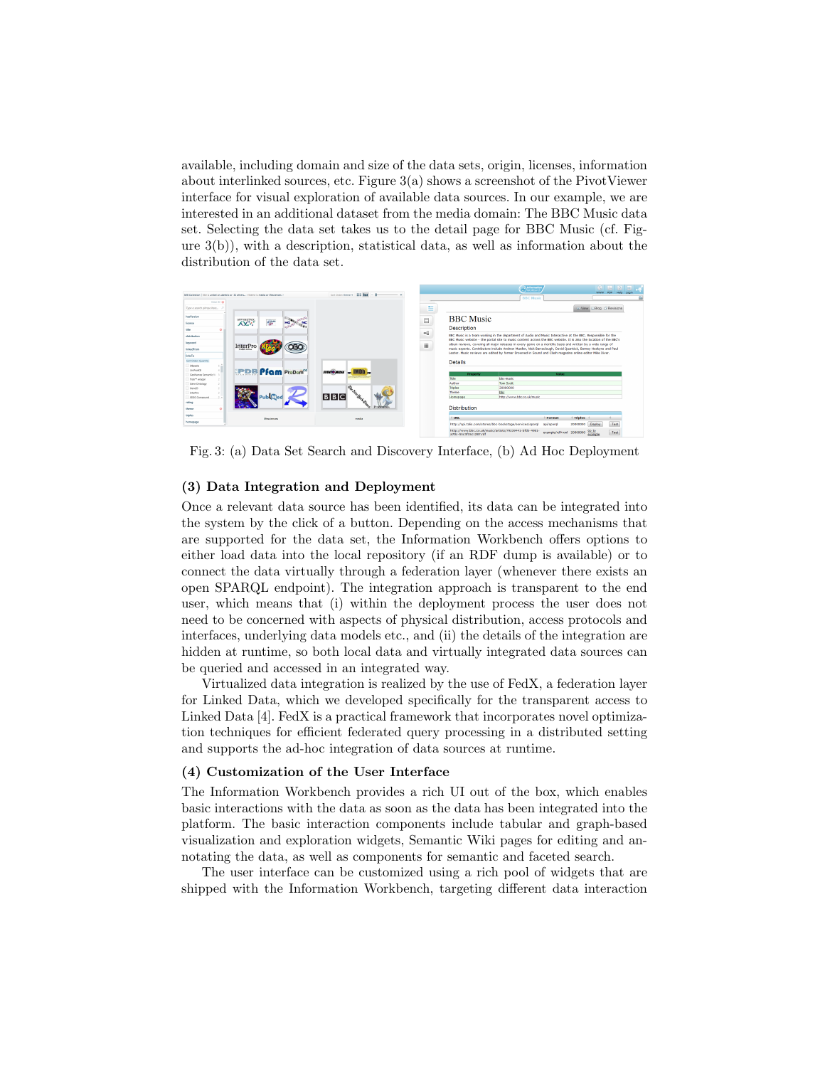available, including domain and size of the data sets, origin, licenses, information about interlinked sources, etc. Figure 3(a) shows a screenshot of the PivotViewer interface for visual exploration of available data sources. In our example, we are interested in an additional dataset from the media domain: The BBC Music data set. Selecting the data set takes us to the detail page for BBC Music (cf. Figure 3(b)), with a description, statistical data, as well as information about the distribution of the data set.

Fig. 3: (a) Data Set Search and Discovery Interface, (b) Ad Hoc Deployment

### (3) Data Integration and Deployment

Once a relevant data source has been identified, its data can be integrated into the system by the click of a button. Depending on the access mechanisms that are supported for the data set, the Information Workbench offers options to either load data into the local repository (if an RDF dump is available) or to connect the data virtually through a federation layer (whenever there exists an open SPARQL endpoint). The integration approach is transparent to the end user, which means that (i) within the deployment process the user does not need to be concerned with aspects of physical distribution, access protocols and interfaces, underlying data models etc., and (ii) the details of the integration are hidden at runtime, so both local data and virtually integrated data sources can be queried and accessed in an integrated way.

Virtualized data integration is realized by the use of FedX, a federation layer for Linked Data, which we developed specifically for the transparent access to Linked Data [4]. FedX is a practical framework that incorporates novel optimization techniques for efficient federated query processing in a distributed setting and supports the ad-hoc integration of data sources at runtime.

### (4) Customization of the User Interface

The Information Workbench provides a rich UI out of the box, which enables basic interactions with the data as soon as the data has been integrated into the platform. The basic interaction components include tabular and graph-based visualization and exploration widgets, Semantic Wiki pages for editing and annotating the data, as well as components for semantic and faceted search.

The user interface can be customized using a rich pool of widgets that are shipped with the Information Workbench, targeting different data interaction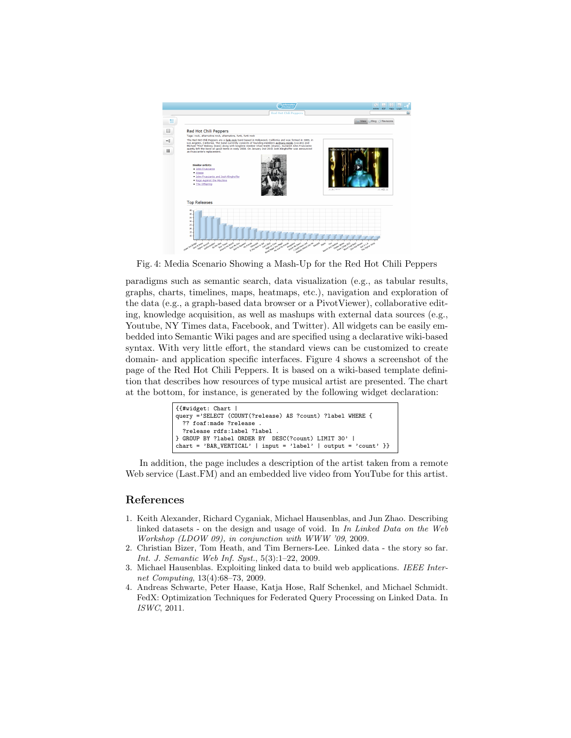Fig. 4: Media Scenario Showing a Mash-Up for the Red Hot Chili Peppers

paradigms such as semantic search, data visualization (e.g., as tabular results, graphs, charts, timelines, maps, heatmaps, etc.), navigation and exploration of the data (e.g., a graph-based data browser or a PivotViewer), collaborative editing, knowledge acquisition, as well as mashups with external data sources (e.g., Youtube, NY Times data, Facebook, and Twitter). All widgets can be easily embedded into Semantic Wiki pages and are specified using a declarative wiki-based syntax. With very little effort, the standard views can be customized to create domain- and application specific interfaces. Figure 4 shows a screenshot of the page of the Red Hot Chili Peppers. It is based on a wiki-based template definition that describes how resources of type musical artist are presented. The chart at the bottom, for instance, is generated by the following widget declaration:

```
{{#widget: Chart |
query ='SELECT (COUNT(?release) AS ?count) ?label WHERE {
  ?? foaf:made ?release .
  ?release rdfs:label ?label .
} GROUP BY ?label ORDER BY  DESC(?count) LIMIT 30' |
chart = 'BAR_VERTICAL' | input = 'label' | output = 'count' }}
```

In addition, the page includes a description of the artist taken from a remote Web service (Last.FM) and an embedded live video from YouTube for this artist.

## References

1. Keith Alexander, Richard Cyganiak, Michael Hausenblas, and Jun Zhao. Describing linked datasets - on the design and usage of void. In *In Linked Data on the Web Workshop (LDOW 09), in conjunction with WWW '09*, 2009.
2. Christian Bizer, Tom Heath, and Tim Berners-Lee. Linked data - the story so far. *Int. J. Semantic Web Inf. Syst.*, 5(3):1–22, 2009.
3. Michael Hausenblas. Exploiting linked data to build web applications. *IEEE Internet Computing*, 13(4):68–73, 2009.
4. Andreas Schwarte, Peter Haase, Katja Hose, Ralf Schenkel, and Michael Schmidt. FedX: Optimization Techniques for Federated Query Processing on Linked Data. In *ISWC*, 2011.